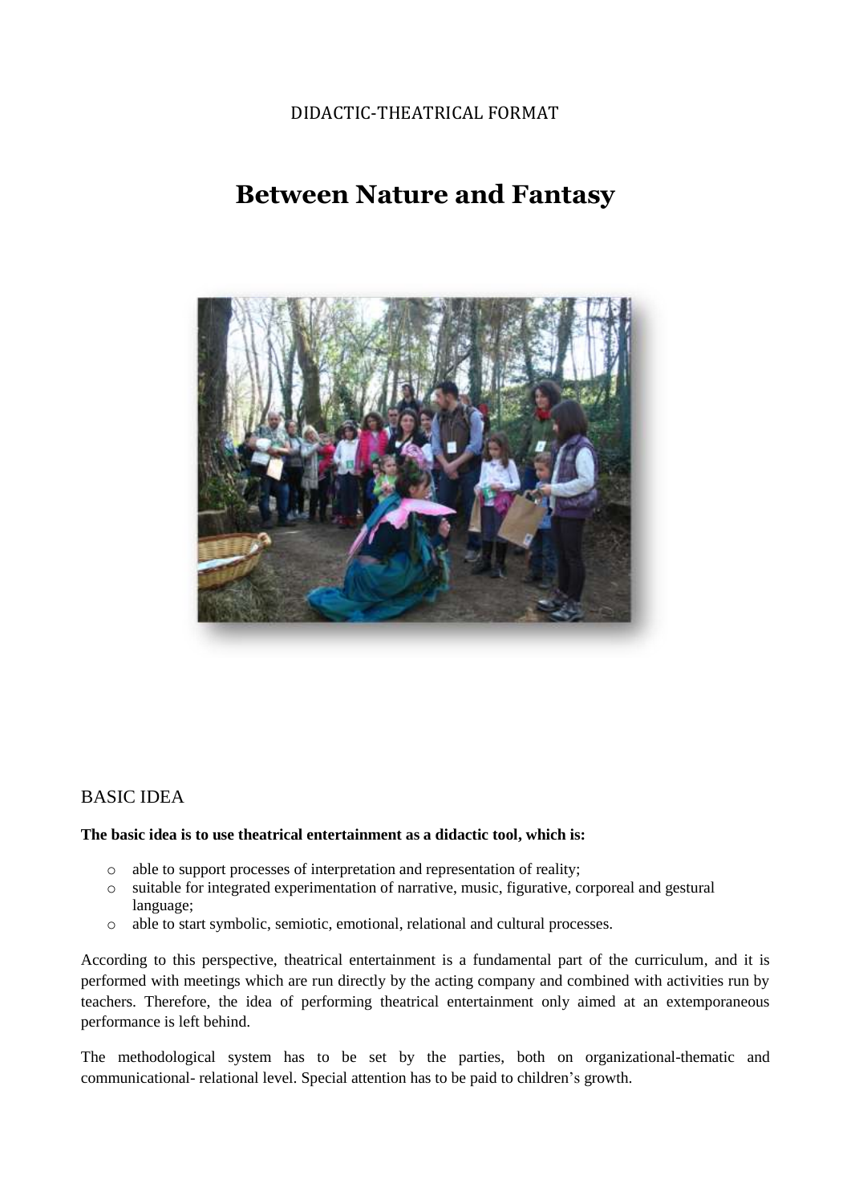DIDACTIC-THEATRICAL FORMAT

# Between Nature and Fantasy

## BASIC IDEA

**The basic idea is to use theatrical entertainment as a didactic tool, which is:**

- able to support processes of interpretation and representation of reality;
- suitable for integrated experimentation of narrative, music, figurative, corporeal and gestural language;
- able to start symbolic, semiotic, emotional, relational and cultural processes.

According to this perspective, theatrical entertainment is a fundamental part of the curriculum, and it is performed with meetings which are run directly by the acting company and combined with activities run by teachers. Therefore, the idea of performing theatrical entertainment only aimed at an extemporaneous performance is left behind.

The methodological system has to be set by the parties, both on organizational-thematic and communicational- relational level. Special attention has to be paid to children's growth.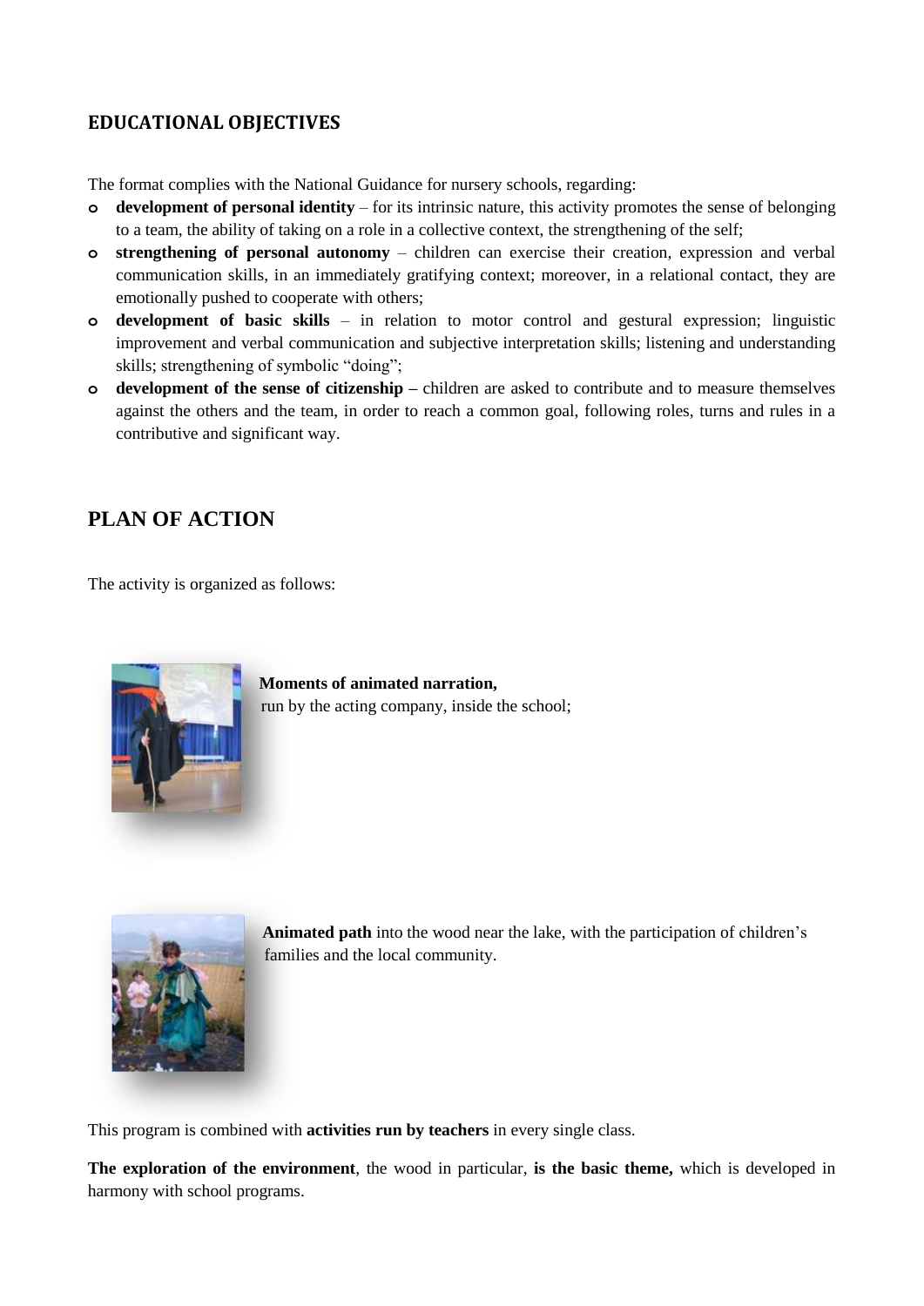## EDUCATIONAL OBJECTIVES

The format complies with the National Guidance for nursery schools, regarding:

- **development of personal identity** – for its intrinsic nature, this activity promotes the sense of belonging to a team, the ability of taking on a role in a collective context, the strengthening of the self;
- **strengthening of personal autonomy** – children can exercise their creation, expression and verbal communication skills, in an immediately gratifying context; moreover, in a relational contact, they are emotionally pushed to cooperate with others;
- **development of basic skills** – in relation to motor control and gestural expression; linguistic improvement and verbal communication and subjective interpretation skills; listening and understanding skills; strengthening of symbolic "doing";
- **development of the sense of citizenship –** children are asked to contribute and to measure themselves against the others and the team, in order to reach a common goal, following roles, turns and rules in a contributive and significant way.

## PLAN OF ACTION

The activity is organized as follows:

**Moments of animated narration,** run by the acting company, inside the school;

**Animated path** into the wood near the lake, with the participation of children's families and the local community.

This program is combined with **activities run by teachers** in every single class.

**The exploration of the environment**, the wood in particular, **is the basic theme,** which is developed in harmony with school programs.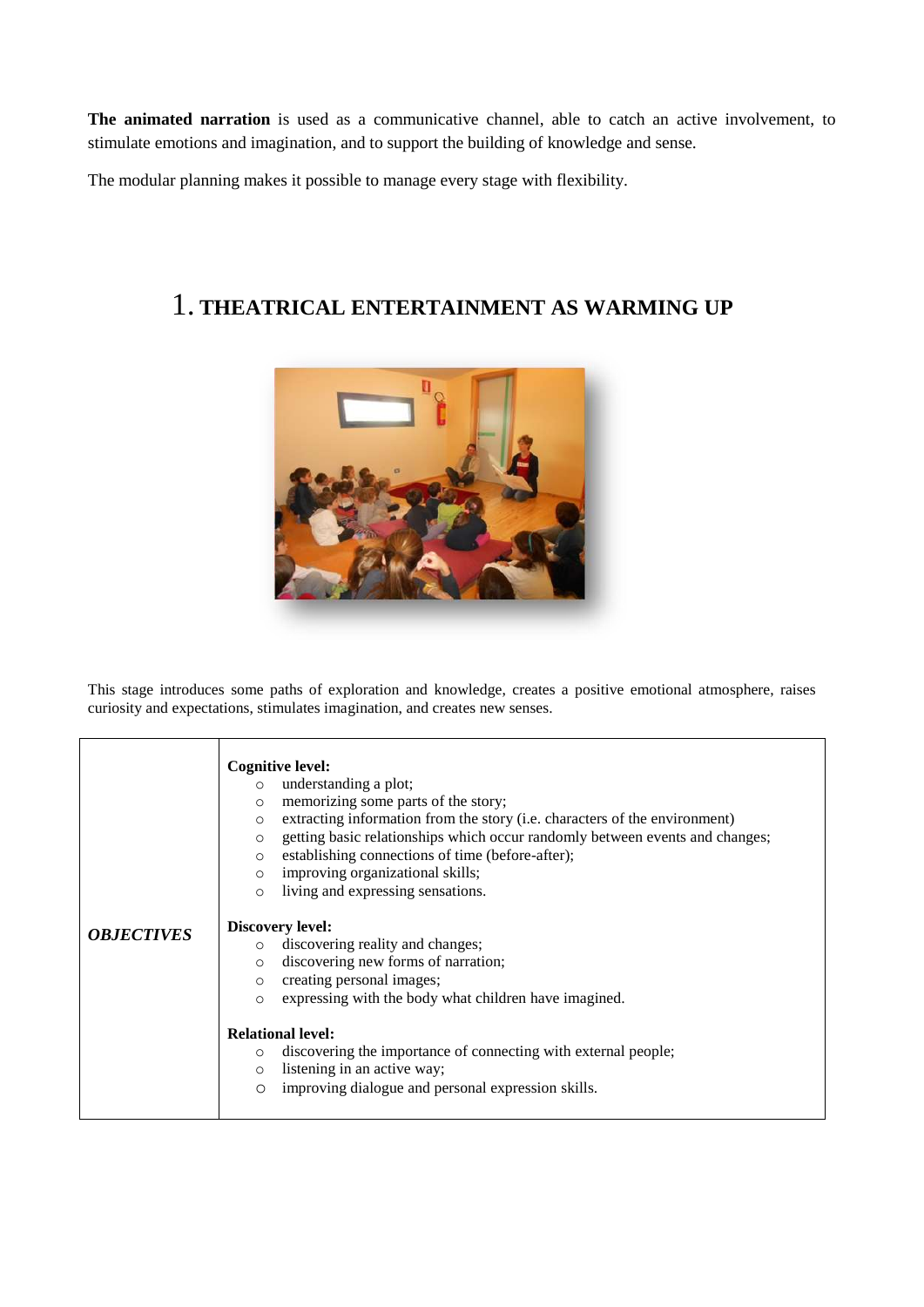**The animated narration** is used as a communicative channel, able to catch an active involvement, to stimulate emotions and imagination, and to support the building of knowledge and sense.

The modular planning makes it possible to manage every stage with flexibility.

# 1. THEATRICAL ENTERTAINMENT AS WARMING UP

This stage introduces some paths of exploration and knowledge, creates a positive emotional atmosphere, raises curiosity and expectations, stimulates imagination, and creates new senses.

| | |
|---|---|
| ***OBJECTIVES*** | **Cognitive level:**<br>○ understanding a plot;<br>○ memorizing some parts of the story;<br>○ extracting information from the story (i.e. characters of the environment)<br>○ getting basic relationships which occur randomly between events and changes;<br>○ establishing connections of time (before-after);<br>○ improving organizational skills;<br>○ living and expressing sensations.<br><br>**Discovery level:**<br>○ discovering reality and changes;<br>○ discovering new forms of narration;<br>○ creating personal images;<br>○ expressing with the body what children have imagined.<br><br>**Relational level:**<br>○ discovering the importance of connecting with external people;<br>○ listening in an active way;<br>○ improving dialogue and personal expression skills. |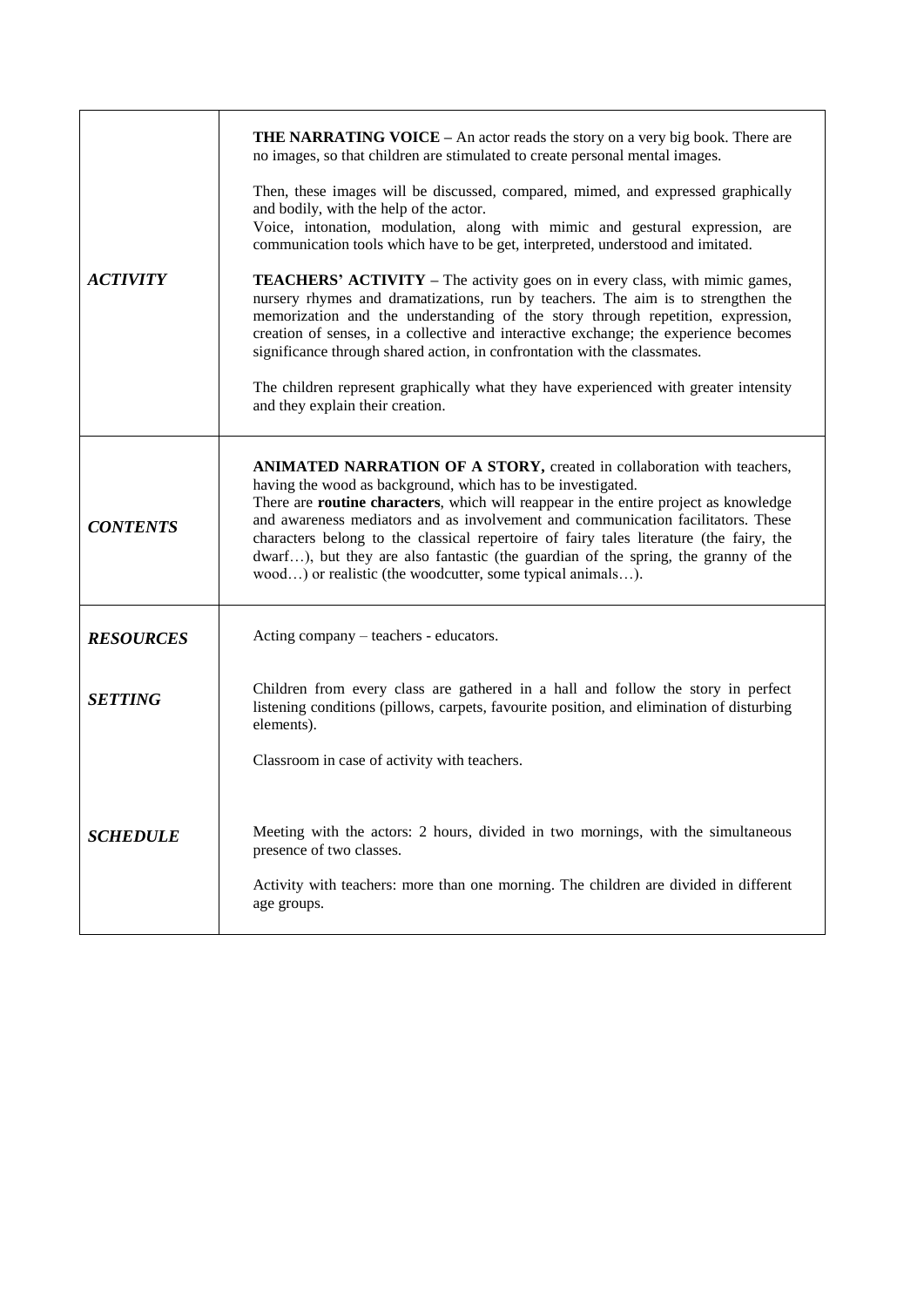| | |
|---|---|
| ***ACTIVITY*** | **THE NARRATING VOICE** – An actor reads the story on a very big book. There are no images, so that children are stimulated to create personal mental images.<br><br>Then, these images will be discussed, compared, mimed, and expressed graphically and bodily, with the help of the actor.<br>Voice, intonation, modulation, along with mimic and gestural expression, are communication tools which have to be get, interpreted, understood and imitated.<br><br>**TEACHERS' ACTIVITY** – The activity goes on in every class, with mimic games, nursery rhymes and dramatizations, run by teachers. The aim is to strengthen the memorization and the understanding of the story through repetition, expression, creation of senses, in a collective and interactive exchange; the experience becomes significance through shared action, in confrontation with the classmates.<br><br>The children represent graphically what they have experienced with greater intensity and they explain their creation. |
| ***CONTENTS*** | **ANIMATED NARRATION OF A STORY,** created in collaboration with teachers, having the wood as background, which has to be investigated.<br>There are **routine characters**, which will reappear in the entire project as knowledge and awareness mediators and as involvement and communication facilitators. These characters belong to the classical repertoire of fairy tales literature (the fairy, the dwarf…), but they are also fantastic (the guardian of the spring, the granny of the wood…) or realistic (the woodcutter, some typical animals…). |
| ***RESOURCES*** | Acting company – teachers - educators. |
| ***SETTING*** | Children from every class are gathered in a hall and follow the story in perfect listening conditions (pillows, carpets, favourite position, and elimination of disturbing elements).<br><br>Classroom in case of activity with teachers. |
| ***SCHEDULE*** | Meeting with the actors: 2 hours, divided in two mornings, with the simultaneous presence of two classes.<br><br>Activity with teachers: more than one morning. The children are divided in different age groups. |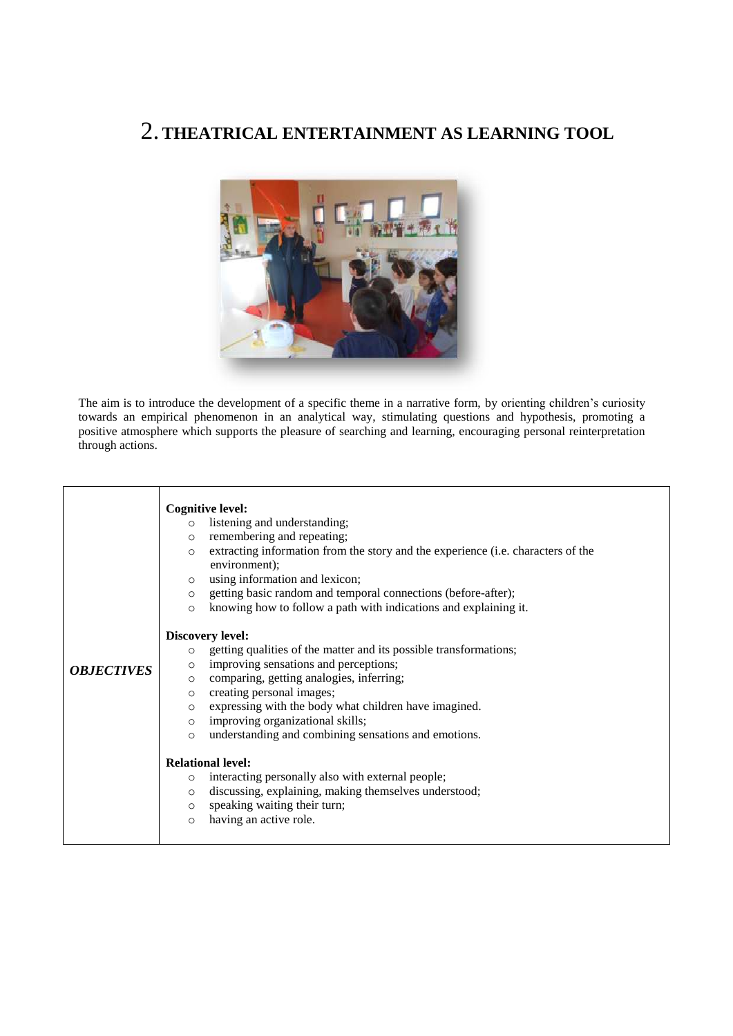# 2. THEATRICAL ENTERTAINMENT AS LEARNING TOOL

The aim is to introduce the development of a specific theme in a narrative form, by orienting children's curiosity towards an empirical phenomenon in an analytical way, stimulating questions and hypothesis, promoting a positive atmosphere which supports the pleasure of searching and learning, encouraging personal reinterpretation through actions.

| | |
|---|---|
| ***OBJECTIVES*** | **Cognitive level:**<br>○ listening and understanding;<br>○ remembering and repeating;<br>○ extracting information from the story and the experience (i.e. characters of the environment);<br>○ using information and lexicon;<br>○ getting basic random and temporal connections (before-after);<br>○ knowing how to follow a path with indications and explaining it.<br><br>**Discovery level:**<br>○ getting qualities of the matter and its possible transformations;<br>○ improving sensations and perceptions;<br>○ comparing, getting analogies, inferring;<br>○ creating personal images;<br>○ expressing with the body what children have imagined.<br>○ improving organizational skills;<br>○ understanding and combining sensations and emotions.<br><br>**Relational level:**<br>○ interacting personally also with external people;<br>○ discussing, explaining, making themselves understood;<br>○ speaking waiting their turn;<br>○ having an active role. |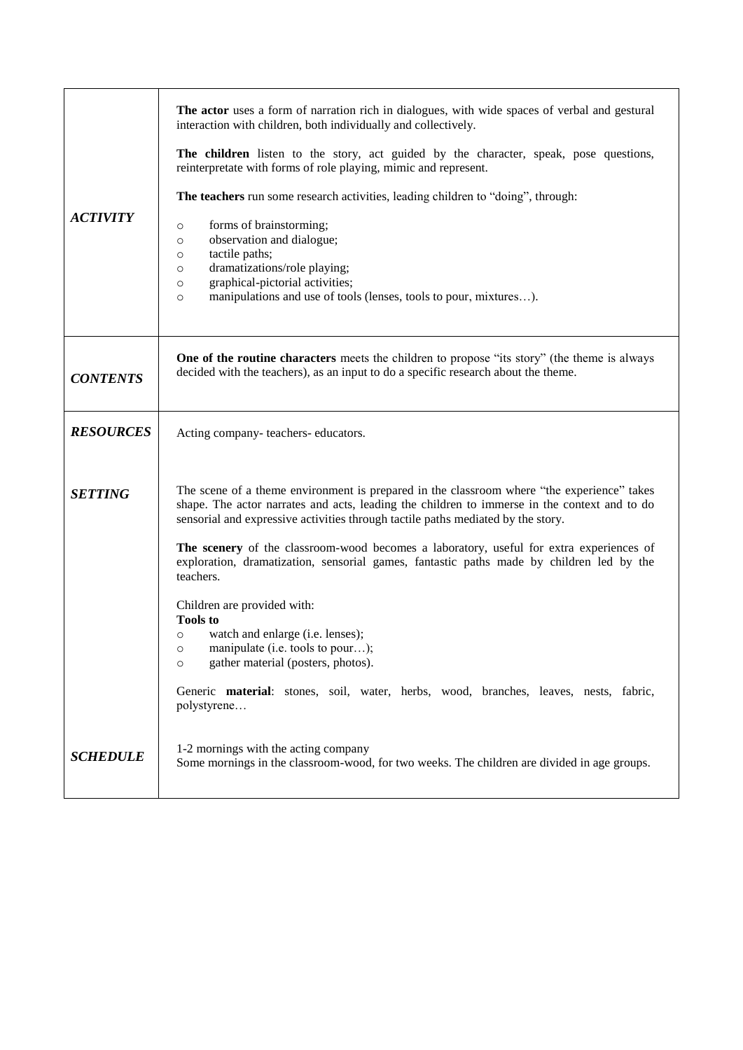| | |
|---|---|
| ***ACTIVITY*** | **The actor** uses a form of narration rich in dialogues, with wide spaces of verbal and gestural interaction with children, both individually and collectively.<br><br>**The children** listen to the story, act guided by the character, speak, pose questions, reinterpretate with forms of role playing, mimic and represent.<br><br>**The teachers** run some research activities, leading children to "doing", through:<br><br>○ forms of brainstorming;<br>○ observation and dialogue;<br>○ tactile paths;<br>○ dramatizations/role playing;<br>○ graphical-pictorial activities;<br>○ manipulations and use of tools (lenses, tools to pour, mixtures…). |
| ***CONTENTS*** | **One of the routine characters** meets the children to propose "its story" (the theme is always decided with the teachers), as an input to do a specific research about the theme. |
| ***RESOURCES***<br><br><br>***SETTING***<br><br><br><br><br><br><br><br><br><br><br><br><br><br><br>***SCHEDULE*** | Acting company- teachers- educators.<br><br>The scene of a theme environment is prepared in the classroom where "the experience" takes shape. The actor narrates and acts, leading the children to immerse in the context and to do sensorial and expressive activities through tactile paths mediated by the story.<br><br>**The scenery** of the classroom-wood becomes a laboratory, useful for extra experiences of exploration, dramatization, sensorial games, fantastic paths made by children led by the teachers.<br><br>Children are provided with:<br>**Tools to**<br>○ watch and enlarge (i.e. lenses);<br>○ manipulate (i.e. tools to pour…);<br>○ gather material (posters, photos).<br><br>Generic **material**: stones, soil, water, herbs, wood, branches, leaves, nests, fabric, polystyrene…<br><br>1-2 mornings with the acting company<br>Some mornings in the classroom-wood, for two weeks. The children are divided in age groups. |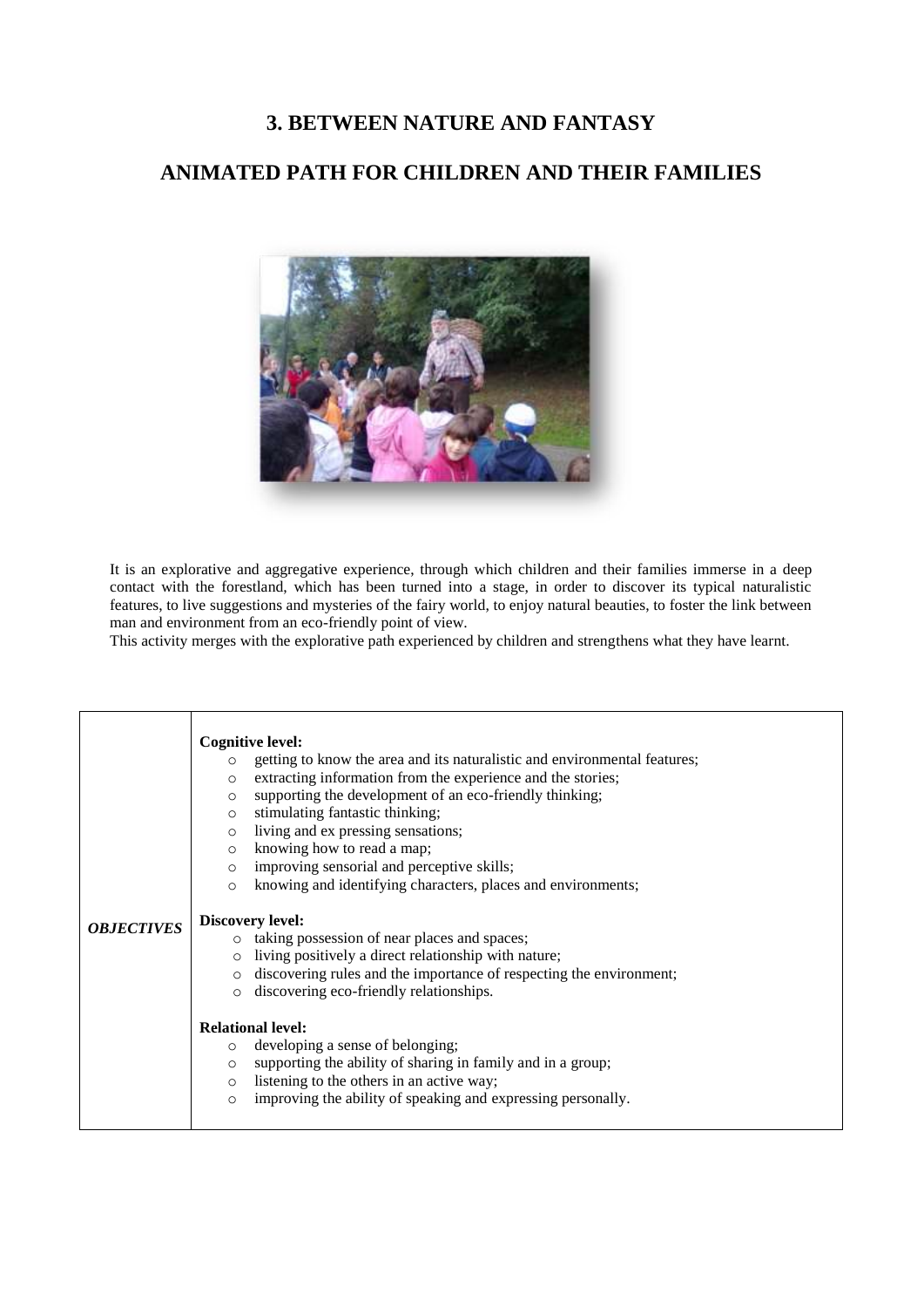# 3. BETWEEN NATURE AND FANTASY

# ANIMATED PATH FOR CHILDREN AND THEIR FAMILIES

It is an explorative and aggregative experience, through which children and their families immerse in a deep contact with the forestland, which has been turned into a stage, in order to discover its typical naturalistic features, to live suggestions and mysteries of the fairy world, to enjoy natural beauties, to foster the link between man and environment from an eco-friendly point of view.

This activity merges with the explorative path experienced by children and strengthens what they have learnt.

| | |
|---|---|
| ***OBJECTIVES*** | **Cognitive level:**<br>○ getting to know the area and its naturalistic and environmental features;<br>○ extracting information from the experience and the stories;<br>○ supporting the development of an eco-friendly thinking;<br>○ stimulating fantastic thinking;<br>○ living and ex pressing sensations;<br>○ knowing how to read a map;<br>○ improving sensorial and perceptive skills;<br>○ knowing and identifying characters, places and environments;<br><br>**Discovery level:**<br>○ taking possession of near places and spaces;<br>○ living positively a direct relationship with nature;<br>○ discovering rules and the importance of respecting the environment;<br>○ discovering eco-friendly relationships.<br><br>**Relational level:**<br>○ developing a sense of belonging;<br>○ supporting the ability of sharing in family and in a group;<br>○ listening to the others in an active way;<br>○ improving the ability of speaking and expressing personally. |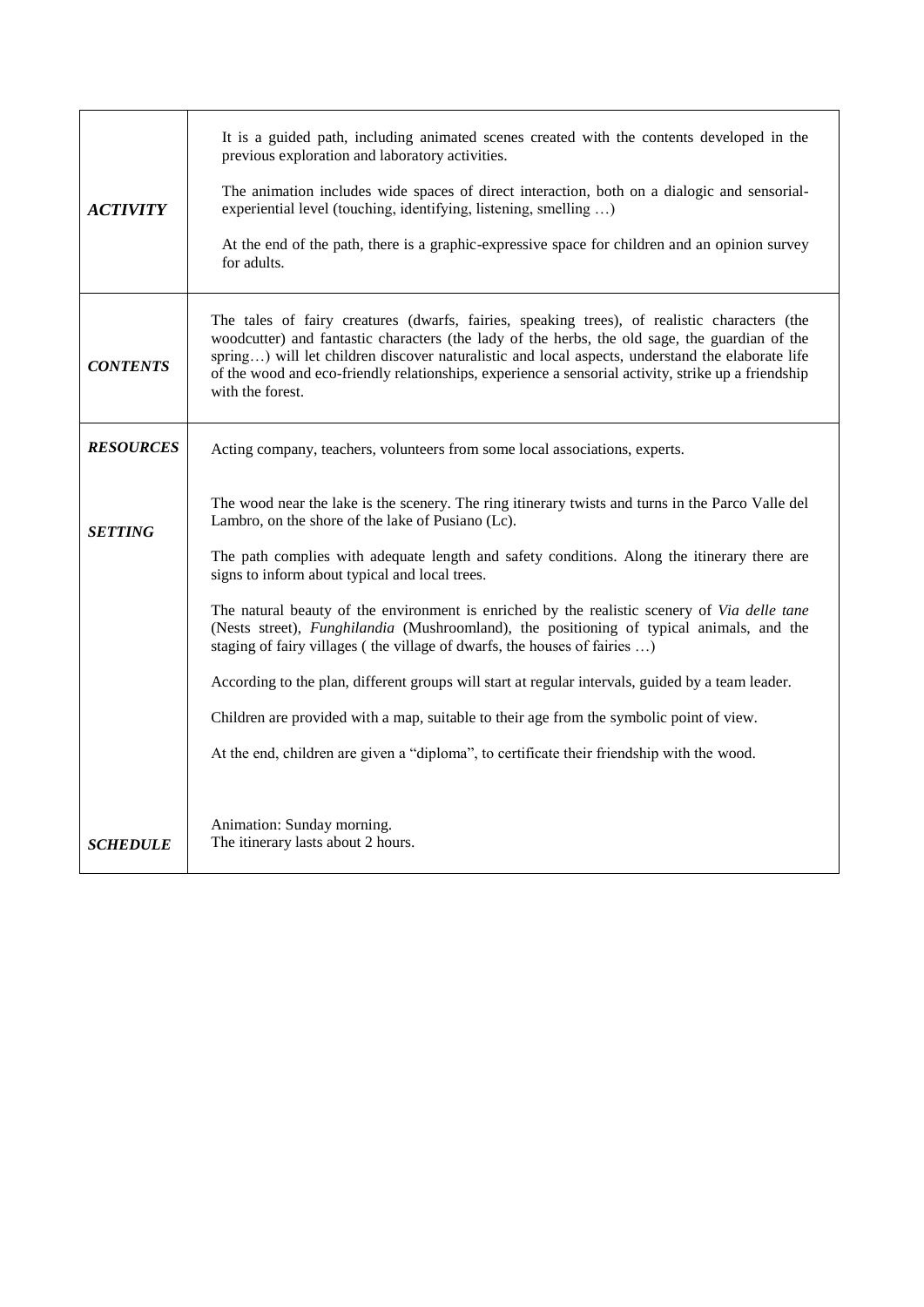| | |
|---|---|
| ***ACTIVITY*** | It is a guided path, including animated scenes created with the contents developed in the previous exploration and laboratory activities.<br><br>The animation includes wide spaces of direct interaction, both on a dialogic and sensorial-experiential level (touching, identifying, listening, smelling …)<br><br>At the end of the path, there is a graphic-expressive space for children and an opinion survey for adults. |
| ***CONTENTS*** | The tales of fairy creatures (dwarfs, fairies, speaking trees), of realistic characters (the woodcutter) and fantastic characters (the lady of the herbs, the old sage, the guardian of the spring…) will let children discover naturalistic and local aspects, understand the elaborate life of the wood and eco-friendly relationships, experience a sensorial activity, strike up a friendship with the forest. |
| ***RESOURCES*** | Acting company, teachers, volunteers from some local associations, experts. |
| ***SETTING*** | The wood near the lake is the scenery. The ring itinerary twists and turns in the Parco Valle del Lambro, on the shore of the lake of Pusiano (Lc).<br><br>The path complies with adequate length and safety conditions. Along the itinerary there are signs to inform about typical and local trees.<br><br>The natural beauty of the environment is enriched by the realistic scenery of *Via delle tane* (Nests street), *Funghilandia* (Mushroomland), the positioning of typical animals, and the staging of fairy villages ( the village of dwarfs, the houses of fairies …)<br><br>According to the plan, different groups will start at regular intervals, guided by a team leader.<br><br>Children are provided with a map, suitable to their age from the symbolic point of view.<br><br>At the end, children are given a "diploma", to certificate their friendship with the wood. |
| ***SCHEDULE*** | Animation: Sunday morning.<br>The itinerary lasts about 2 hours. |